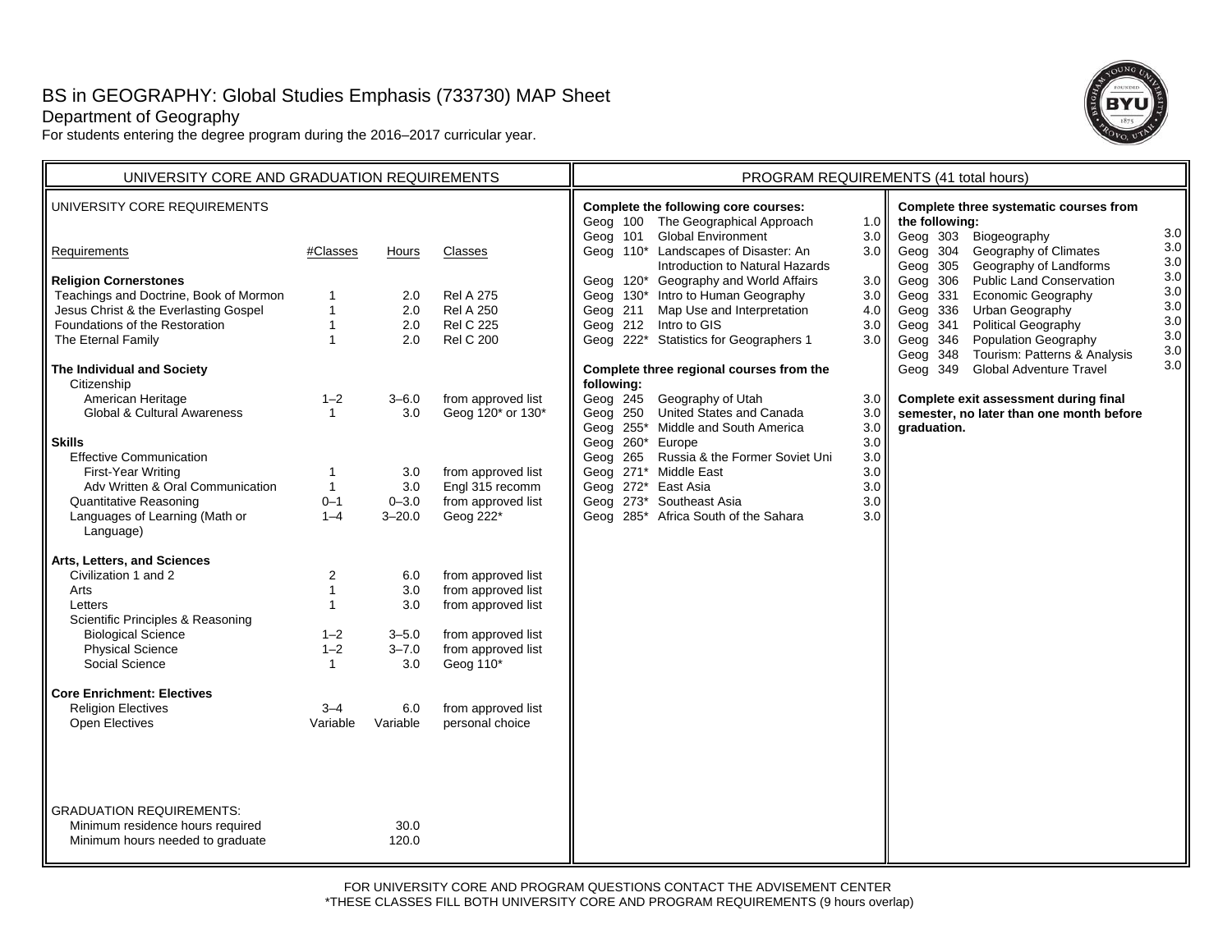# BS in GEOGRAPHY: Global Studies Emphasis (733730) MAP Sheet

Department of Geography

For students entering the degree program during the 2016–2017 curricular year.

## UNIVERSITY CORE AND GRADUATION REQUIREMENTS

### UNIVERSITY CORE REQUIREMENTS

| Requirements | #Classes | Hours | Classes |
|---|---|---|---|
| **Religion Cornerstones** | | | |
| Teachings and Doctrine, Book of Mormon | 1 | 2.0 | Rel A 275 |
| Jesus Christ & the Everlasting Gospel | 1 | 2.0 | Rel A 250 |
| Foundations of the Restoration | 1 | 2.0 | Rel C 225 |
| The Eternal Family | 1 | 2.0 | Rel C 200 |
| **The Individual and Society** | | | |
| Citizenship | | | |
| American Heritage | 1–2 | 3–6.0 | from approved list |
| Global & Cultural Awareness | 1 | 3.0 | Geog 120* or 130* |
| **Skills** | | | |
| Effective Communication | | | |
| First-Year Writing | 1 | 3.0 | from approved list |
| Adv Written & Oral Communication | 1 | 3.0 | Engl 315 recomm |
| Quantitative Reasoning | 0–1 | 0–3.0 | from approved list |
| Languages of Learning (Math or Language) | 1–4 | 3–20.0 | Geog 222* |
| **Arts, Letters, and Sciences** | | | |
| Civilization 1 and 2 | 2 | 6.0 | from approved list |
| Arts | 1 | 3.0 | from approved list |
| Letters | 1 | 3.0 | from approved list |
| Scientific Principles & Reasoning | | | |
| Biological Science | 1–2 | 3–5.0 | from approved list |
| Physical Science | 1–2 | 3–7.0 | from approved list |
| Social Science | 1 | 3.0 | Geog 110* |
| **Core Enrichment: Electives** | | | |
| Religion Electives | 3–4 | 6.0 | from approved list |
| Open Electives | Variable | Variable | personal choice |

### GRADUATION REQUIREMENTS:

| | Hours |
|---|---|
| Minimum residence hours required | 30.0 |
| Minimum hours needed to graduate | 120.0 |

## PROGRAM REQUIREMENTS (41 total hours)

**Complete the following core courses:**

| Course | Title | Hours |
|---|---|---|
| Geog 100 | The Geographical Approach | 1.0 |
| Geog 101 | Global Environment | 3.0 |
| Geog 110* | Landscapes of Disaster: An Introduction to Natural Hazards | 3.0 |
| Geog 120* | Geography and World Affairs | 3.0 |
| Geog 130* | Intro to Human Geography | 3.0 |
| Geog 211 | Map Use and Interpretation | 4.0 |
| Geog 212 | Intro to GIS | 3.0 |
| Geog 222* | Statistics for Geographers 1 | 3.0 |

**Complete three regional courses from the following:**

| Course | Title | Hours |
|---|---|---|
| Geog 245 | Geography of Utah | 3.0 |
| Geog 250 | United States and Canada | 3.0 |
| Geog 255* | Middle and South America | 3.0 |
| Geog 260* | Europe | 3.0 |
| Geog 265 | Russia & the Former Soviet Uni | 3.0 |
| Geog 271* | Middle East | 3.0 |
| Geog 272* | East Asia | 3.0 |
| Geog 273* | Southeast Asia | 3.0 |
| Geog 285* | Africa South of the Sahara | 3.0 |

**Complete three systematic courses from the following:**

| Course | Title | Hours |
|---|---|---|
| Geog 303 | Biogeography | 3.0 |
| Geog 304 | Geography of Climates | 3.0 |
| Geog 305 | Geography of Landforms | 3.0 |
| Geog 306 | Public Land Conservation | 3.0 |
| Geog 331 | Economic Geography | 3.0 |
| Geog 336 | Urban Geography | 3.0 |
| Geog 341 | Political Geography | 3.0 |
| Geog 346 | Population Geography | 3.0 |
| Geog 348 | Tourism: Patterns & Analysis | 3.0 |
| Geog 349 | Global Adventure Travel | 3.0 |

**Complete exit assessment during final semester, no later than one month before graduation.**

FOR UNIVERSITY CORE AND PROGRAM QUESTIONS CONTACT THE ADVISEMENT CENTER

*THESE CLASSES FILL BOTH UNIVERSITY CORE AND PROGRAM REQUIREMENTS (9 hours overlap)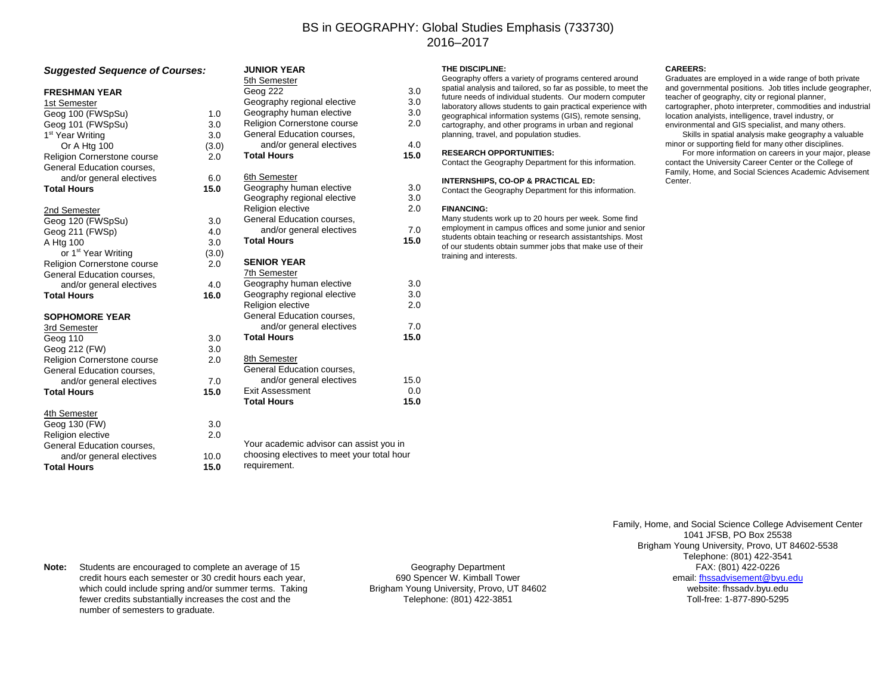# BS in GEOGRAPHY: Global Studies Emphasis (733730)
## 2016–2017

### *Suggested Sequence of Courses:*

#### FRESHMAN YEAR

| 1st Semester | |
|---|---|
| Geog 100 (FWSpSu) | 1.0 |
| Geog 101 (FWSpSu) | 3.0 |
| 1st Year Writing | 3.0 |
| Or A Htg 100 | (3.0) |
| Religion Cornerstone course | 2.0 |
| General Education courses, and/or general electives | 6.0 |
| **Total Hours** | **15.0** |

| 2nd Semester | |
|---|---|
| Geog 120 (FWSpSu) | 3.0 |
| Geog 211 (FWSp) | 4.0 |
| A Htg 100 | 3.0 |
| or 1st Year Writing | (3.0) |
| Religion Cornerstone course | 2.0 |
| General Education courses, and/or general electives | 4.0 |
| **Total Hours** | **16.0** |

#### SOPHOMORE YEAR

| 3rd Semester | |
|---|---|
| Geog 110 | 3.0 |
| Geog 212 (FW) | 3.0 |
| Religion Cornerstone course | 2.0 |
| General Education courses, and/or general electives | 7.0 |
| **Total Hours** | **15.0** |

| 4th Semester | |
|---|---|
| Geog 130 (FW) | 3.0 |
| Religion elective | 2.0 |
| General Education courses, and/or general electives | 10.0 |
| **Total Hours** | **15.0** |

#### JUNIOR YEAR

| 5th Semester | |
|---|---|
| Geog 222 | 3.0 |
| Geography regional elective | 3.0 |
| Geography human elective | 3.0 |
| Religion Cornerstone course | 2.0 |
| General Education courses, and/or general electives | 4.0 |
| **Total Hours** | **15.0** |

| 6th Semester | |
|---|---|
| Geography human elective | 3.0 |
| Geography regional elective | 3.0 |
| Religion elective | 2.0 |
| General Education courses, and/or general electives | 7.0 |
| **Total Hours** | **15.0** |

#### SENIOR YEAR

| 7th Semester | |
|---|---|
| Geography human elective | 3.0 |
| Geography regional elective | 3.0 |
| Religion elective | 2.0 |
| General Education courses, and/or general electives | 7.0 |
| **Total Hours** | **15.0** |

| 8th Semester | |
|---|---|
| General Education courses, and/or general electives | 15.0 |
| Exit Assessment | 0.0 |
| **Total Hours** | **15.0** |

Your academic advisor can assist you in choosing electives to meet your total hour requirement.

#### THE DISCIPLINE:

Geography offers a variety of programs centered around spatial analysis and tailored, so far as possible, to meet the future needs of individual students. Our modern computer laboratory allows students to gain practical experience with geographical information systems (GIS), remote sensing, cartography, and other programs in urban and regional planning, travel, and population studies.

#### RESEARCH OPPORTUNITIES:

Contact the Geography Department for this information.

#### INTERNSHIPS, CO-OP & PRACTICAL ED:

Contact the Geography Department for this information.

#### FINANCING:

Many students work up to 20 hours per week. Some find employment in campus offices and some junior and senior students obtain teaching or research assistantships. Most of our students obtain summer jobs that make use of their training and interests.

#### CAREERS:

Graduates are employed in a wide range of both private and governmental positions. Job titles include geographer, teacher of geography, city or regional planner, cartographer, photo interpreter, commodities and industrial location analyists, intelligence, travel industry, or environmental and GIS specialist, and many others.

Skills in spatial analysis make geography a valuable minor or supporting field for many other disciplines.

For more information on careers in your major, please contact the University Career Center or the College of Family, Home, and Social Sciences Academic Advisement Center.

**Note:** Students are encouraged to complete an average of 15 credit hours each semester or 30 credit hours each year, which could include spring and/or summer terms. Taking fewer credits substantially increases the cost and the number of semesters to graduate.

Geography Department
690 Spencer W. Kimball Tower
Brigham Young University, Provo, UT 84602
Telephone: (801) 422-3851

Family, Home, and Social Science College Advisement Center
1041 JFSB, PO Box 25538
Brigham Young University, Provo, UT 84602-5538
Telephone: (801) 422-3541
FAX: (801) 422-0226
email: fhssadvisement@byu.edu
website: fhssadv.byu.edu
Toll-free: 1-877-890-5295